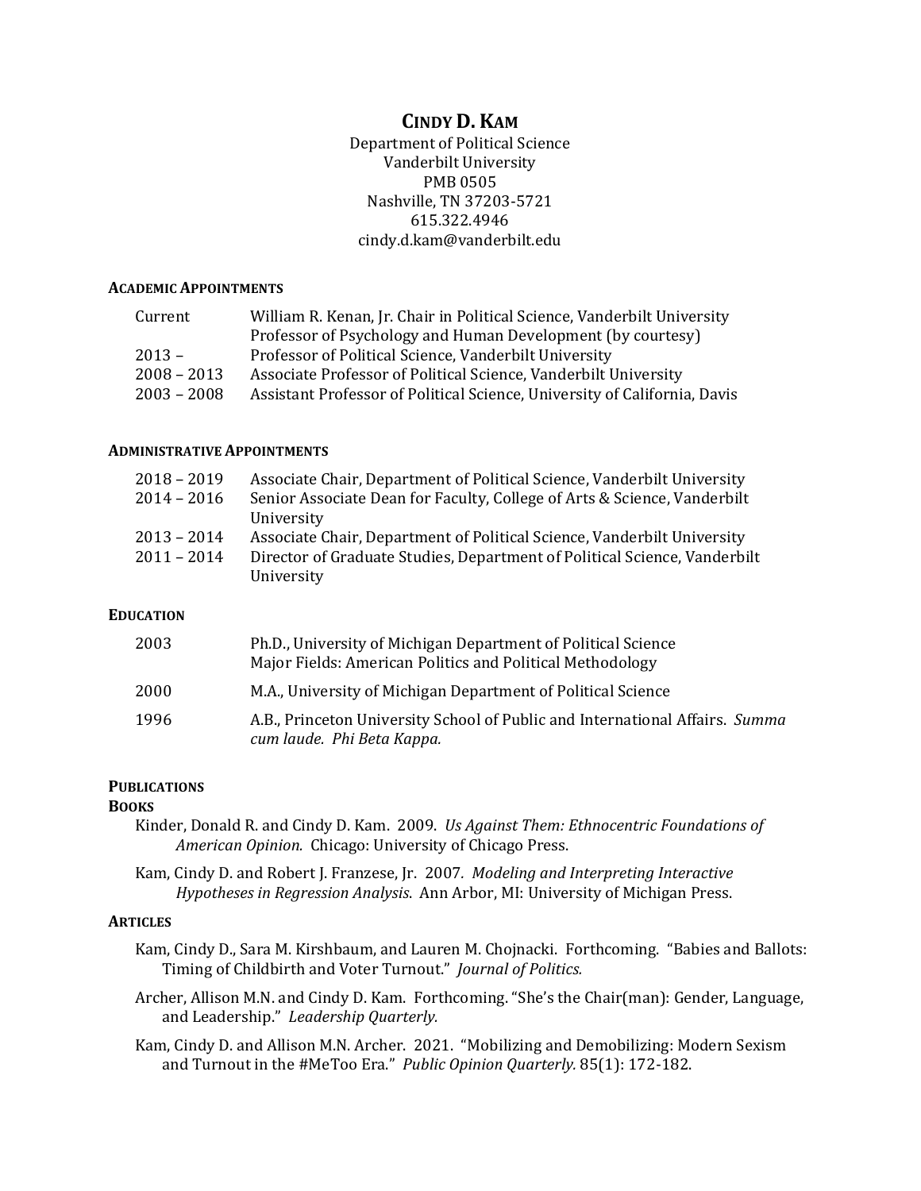# CINDY D. KAM

Department of Political Science
Vanderbilt University
PMB 0505
Nashville, TN 37203-5721
615.322.4946
cindy.d.kam@vanderbilt.edu

## ACADEMIC APPOINTMENTS

| | |
|---|---|
| Current | William R. Kenan, Jr. Chair in Political Science, Vanderbilt University<br>Professor of Psychology and Human Development (by courtesy) |
| 2013 – | Professor of Political Science, Vanderbilt University |
| 2008 – 2013 | Associate Professor of Political Science, Vanderbilt University |
| 2003 – 2008 | Assistant Professor of Political Science, University of California, Davis |

## ADMINISTRATIVE APPOINTMENTS

| | |
|---|---|
| 2018 – 2019 | Associate Chair, Department of Political Science, Vanderbilt University |
| 2014 – 2016 | Senior Associate Dean for Faculty, College of Arts & Science, Vanderbilt University |
| 2013 – 2014 | Associate Chair, Department of Political Science, Vanderbilt University |
| 2011 – 2014 | Director of Graduate Studies, Department of Political Science, Vanderbilt University |

## EDUCATION

| | |
|---|---|
| 2003 | Ph.D., University of Michigan Department of Political Science<br>Major Fields: American Politics and Political Methodology |
| 2000 | M.A., University of Michigan Department of Political Science |
| 1996 | A.B., Princeton University School of Public and International Affairs. *Summa cum laude. Phi Beta Kappa.* |

## PUBLICATIONS

### BOOKS

Kinder, Donald R. and Cindy D. Kam. 2009. *Us Against Them: Ethnocentric Foundations of American Opinion.* Chicago: University of Chicago Press.

Kam, Cindy D. and Robert J. Franzese, Jr. 2007. *Modeling and Interpreting Interactive Hypotheses in Regression Analysis*. Ann Arbor, MI: University of Michigan Press.

### ARTICLES

Kam, Cindy D., Sara M. Kirshbaum, and Lauren M. Chojnacki. Forthcoming. "Babies and Ballots: Timing of Childbirth and Voter Turnout." *Journal of Politics.*

Archer, Allison M.N. and Cindy D. Kam. Forthcoming. "She's the Chair(man): Gender, Language, and Leadership." *Leadership Quarterly.*

Kam, Cindy D. and Allison M.N. Archer. 2021. "Mobilizing and Demobilizing: Modern Sexism and Turnout in the #MeToo Era." *Public Opinion Quarterly.* 85(1): 172-182.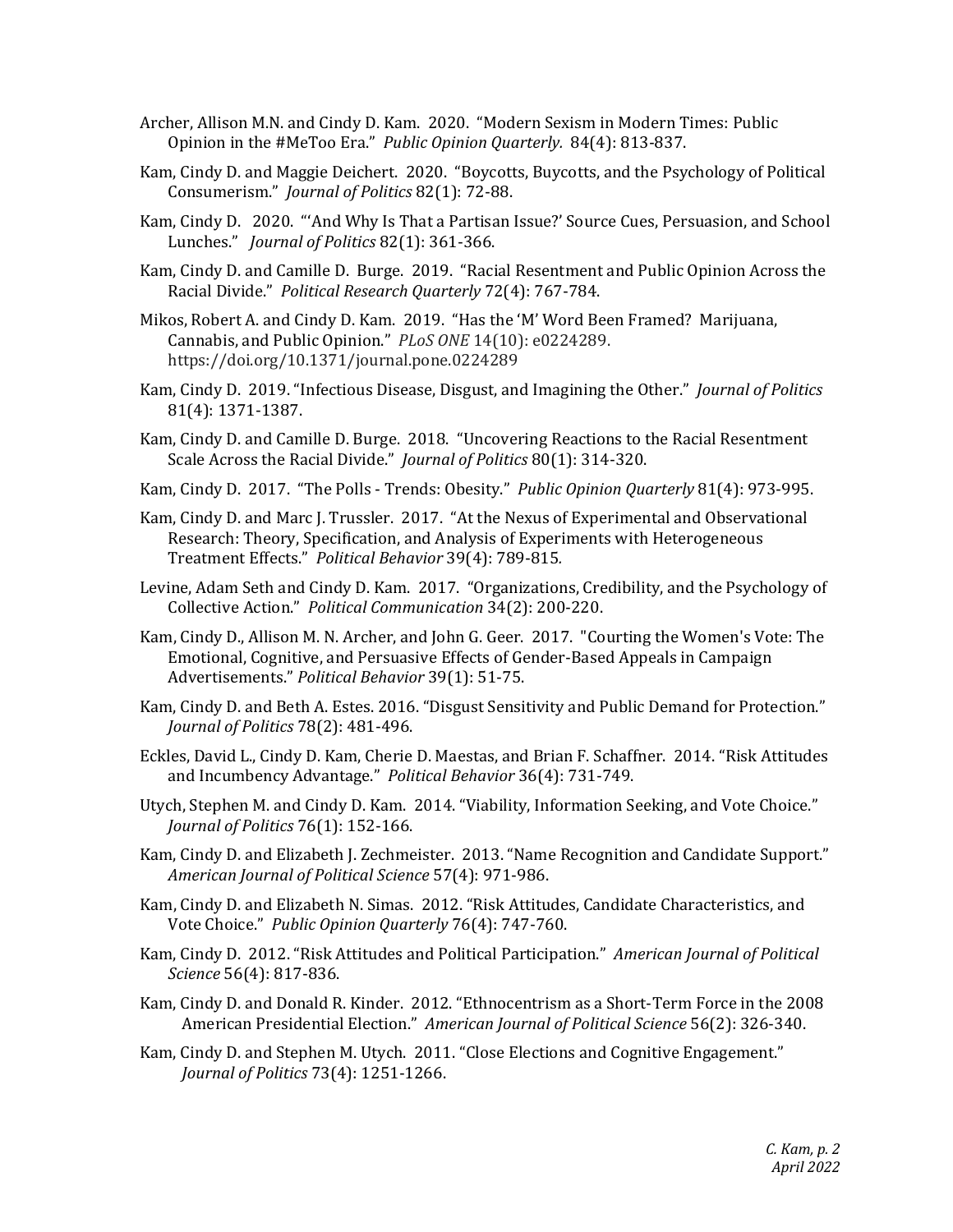Archer, Allison M.N. and Cindy D. Kam. 2020. "Modern Sexism in Modern Times: Public Opinion in the #MeToo Era." *Public Opinion Quarterly.* 84(4): 813-837.

Kam, Cindy D. and Maggie Deichert. 2020. "Boycotts, Buycotts, and the Psychology of Political Consumerism." *Journal of Politics* 82(1): 72-88.

Kam, Cindy D. 2020. "'And Why Is That a Partisan Issue?' Source Cues, Persuasion, and School Lunches." *Journal of Politics* 82(1): 361-366.

Kam, Cindy D. and Camille D. Burge. 2019. "Racial Resentment and Public Opinion Across the Racial Divide." *Political Research Quarterly* 72(4): 767-784.

Mikos, Robert A. and Cindy D. Kam. 2019. "Has the 'M' Word Been Framed? Marijuana, Cannabis, and Public Opinion." *PLoS ONE* 14(10): e0224289. https://doi.org/10.1371/journal.pone.0224289

Kam, Cindy D. 2019. "Infectious Disease, Disgust, and Imagining the Other." *Journal of Politics* 81(4): 1371-1387.

Kam, Cindy D. and Camille D. Burge. 2018. "Uncovering Reactions to the Racial Resentment Scale Across the Racial Divide." *Journal of Politics* 80(1): 314-320.

Kam, Cindy D. 2017. "The Polls - Trends: Obesity." *Public Opinion Quarterly* 81(4): 973-995.

Kam, Cindy D. and Marc J. Trussler. 2017. "At the Nexus of Experimental and Observational Research: Theory, Specification, and Analysis of Experiments with Heterogeneous Treatment Effects." *Political Behavior* 39(4): 789-815.

Levine, Adam Seth and Cindy D. Kam. 2017. "Organizations, Credibility, and the Psychology of Collective Action." *Political Communication* 34(2): 200-220.

Kam, Cindy D., Allison M. N. Archer, and John G. Geer. 2017. "Courting the Women's Vote: The Emotional, Cognitive, and Persuasive Effects of Gender-Based Appeals in Campaign Advertisements." *Political Behavior* 39(1): 51-75.

Kam, Cindy D. and Beth A. Estes. 2016. "Disgust Sensitivity and Public Demand for Protection." *Journal of Politics* 78(2): 481-496.

Eckles, David L., Cindy D. Kam, Cherie D. Maestas, and Brian F. Schaffner. 2014. "Risk Attitudes and Incumbency Advantage." *Political Behavior* 36(4): 731-749.

Utych, Stephen M. and Cindy D. Kam. 2014. "Viability, Information Seeking, and Vote Choice." *Journal of Politics* 76(1): 152-166.

Kam, Cindy D. and Elizabeth J. Zechmeister. 2013. "Name Recognition and Candidate Support." *American Journal of Political Science* 57(4): 971-986.

Kam, Cindy D. and Elizabeth N. Simas. 2012. "Risk Attitudes, Candidate Characteristics, and Vote Choice." *Public Opinion Quarterly* 76(4): 747-760.

Kam, Cindy D. 2012. "Risk Attitudes and Political Participation." *American Journal of Political Science* 56(4): 817-836.

Kam, Cindy D. and Donald R. Kinder. 2012. "Ethnocentrism as a Short-Term Force in the 2008 American Presidential Election." *American Journal of Political Science* 56(2): 326-340.

Kam, Cindy D. and Stephen M. Utych. 2011. "Close Elections and Cognitive Engagement." *Journal of Politics* 73(4): 1251-1266.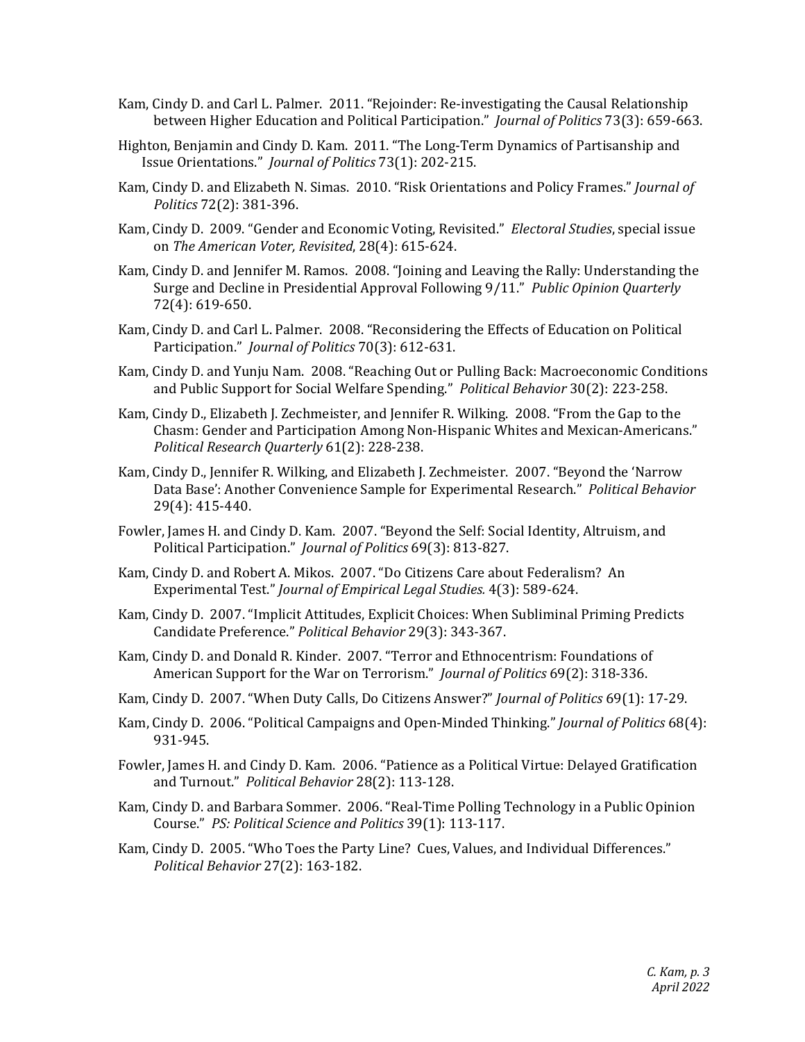Kam, Cindy D. and Carl L. Palmer. 2011. "Rejoinder: Re-investigating the Causal Relationship between Higher Education and Political Participation." *Journal of Politics* 73(3): 659-663.

Highton, Benjamin and Cindy D. Kam. 2011. "The Long-Term Dynamics of Partisanship and Issue Orientations." *Journal of Politics* 73(1): 202-215.

Kam, Cindy D. and Elizabeth N. Simas. 2010. "Risk Orientations and Policy Frames." *Journal of Politics* 72(2): 381-396.

Kam, Cindy D. 2009. "Gender and Economic Voting, Revisited." *Electoral Studies*, special issue on *The American Voter, Revisited*, 28(4): 615-624.

Kam, Cindy D. and Jennifer M. Ramos. 2008. "Joining and Leaving the Rally: Understanding the Surge and Decline in Presidential Approval Following 9/11." *Public Opinion Quarterly* 72(4): 619-650.

Kam, Cindy D. and Carl L. Palmer. 2008. "Reconsidering the Effects of Education on Political Participation." *Journal of Politics* 70(3): 612-631.

Kam, Cindy D. and Yunju Nam. 2008. "Reaching Out or Pulling Back: Macroeconomic Conditions and Public Support for Social Welfare Spending." *Political Behavior* 30(2): 223-258.

Kam, Cindy D., Elizabeth J. Zechmeister, and Jennifer R. Wilking. 2008. "From the Gap to the Chasm: Gender and Participation Among Non-Hispanic Whites and Mexican-Americans." *Political Research Quarterly* 61(2): 228-238.

Kam, Cindy D., Jennifer R. Wilking, and Elizabeth J. Zechmeister. 2007. "Beyond the 'Narrow Data Base': Another Convenience Sample for Experimental Research." *Political Behavior* 29(4): 415-440.

Fowler, James H. and Cindy D. Kam. 2007. "Beyond the Self: Social Identity, Altruism, and Political Participation." *Journal of Politics* 69(3): 813-827.

Kam, Cindy D. and Robert A. Mikos. 2007. "Do Citizens Care about Federalism? An Experimental Test." *Journal of Empirical Legal Studies.* 4(3): 589-624.

Kam, Cindy D. 2007. "Implicit Attitudes, Explicit Choices: When Subliminal Priming Predicts Candidate Preference." *Political Behavior* 29(3): 343-367.

Kam, Cindy D. and Donald R. Kinder. 2007. "Terror and Ethnocentrism: Foundations of American Support for the War on Terrorism." *Journal of Politics* 69(2): 318-336.

Kam, Cindy D. 2007. "When Duty Calls, Do Citizens Answer?" *Journal of Politics* 69(1): 17-29.

Kam, Cindy D. 2006. "Political Campaigns and Open-Minded Thinking." *Journal of Politics* 68(4): 931-945.

Fowler, James H. and Cindy D. Kam. 2006. "Patience as a Political Virtue: Delayed Gratification and Turnout." *Political Behavior* 28(2): 113-128.

Kam, Cindy D. and Barbara Sommer. 2006. "Real-Time Polling Technology in a Public Opinion Course." *PS: Political Science and Politics* 39(1): 113-117.

Kam, Cindy D. 2005. "Who Toes the Party Line? Cues, Values, and Individual Differences." *Political Behavior* 27(2): 163-182.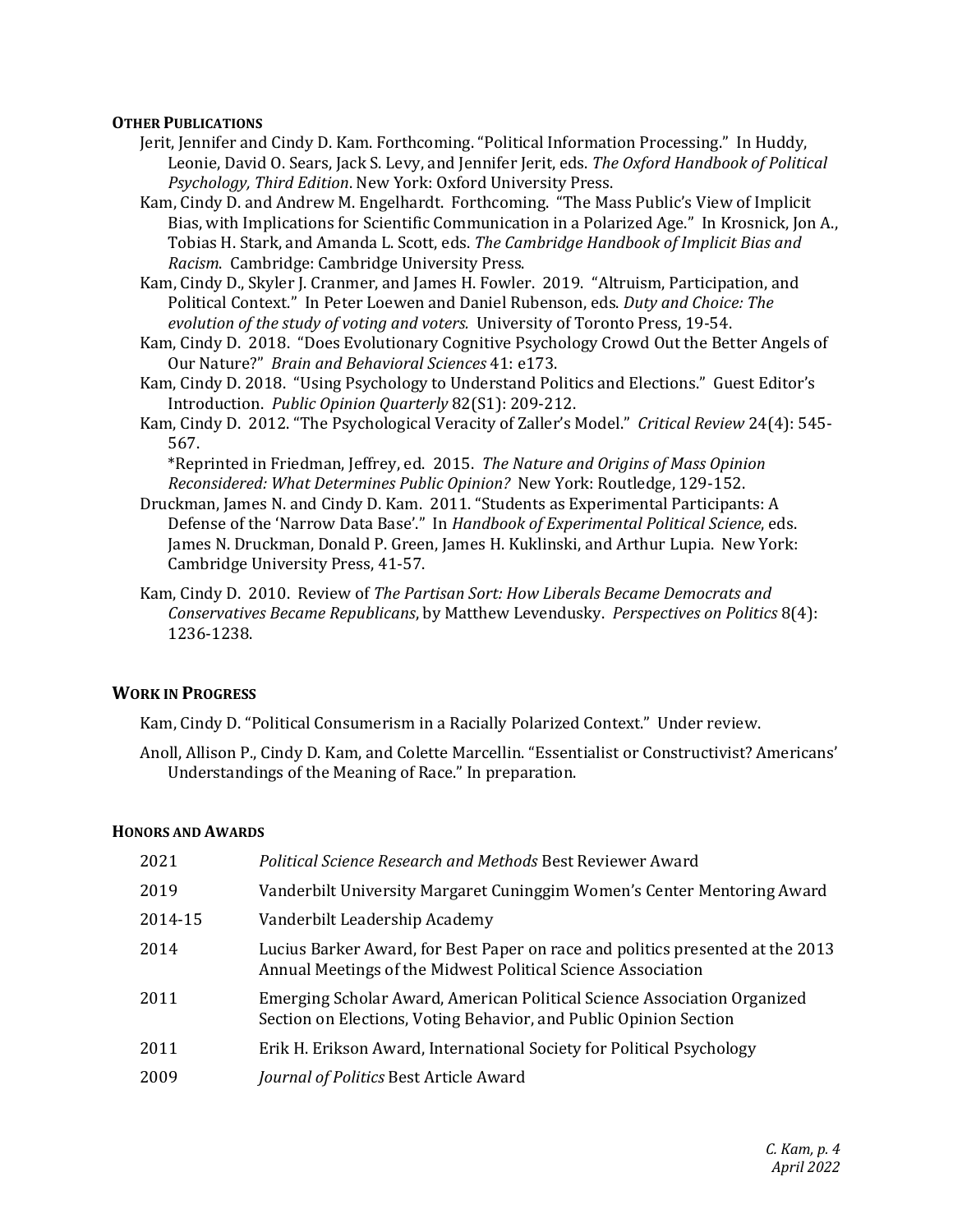## OTHER PUBLICATIONS

Jerit, Jennifer and Cindy D. Kam. Forthcoming. "Political Information Processing." In Huddy, Leonie, David O. Sears, Jack S. Levy, and Jennifer Jerit, eds. *The Oxford Handbook of Political Psychology, Third Edition*. New York: Oxford University Press.

Kam, Cindy D. and Andrew M. Engelhardt. Forthcoming. "The Mass Public's View of Implicit Bias, with Implications for Scientific Communication in a Polarized Age." In Krosnick, Jon A., Tobias H. Stark, and Amanda L. Scott, eds. *The Cambridge Handbook of Implicit Bias and Racism*. Cambridge: Cambridge University Press.

Kam, Cindy D., Skyler J. Cranmer, and James H. Fowler. 2019. "Altruism, Participation, and Political Context." In Peter Loewen and Daniel Rubenson, eds. *Duty and Choice: The evolution of the study of voting and voters.* University of Toronto Press, 19-54.

Kam, Cindy D. 2018. "Does Evolutionary Cognitive Psychology Crowd Out the Better Angels of Our Nature?" *Brain and Behavioral Sciences* 41: e173.

Kam, Cindy D. 2018. "Using Psychology to Understand Politics and Elections." Guest Editor's Introduction. *Public Opinion Quarterly* 82(S1): 209-212.

Kam, Cindy D. 2012. "The Psychological Veracity of Zaller's Model." *Critical Review* 24(4): 545-567.
*Reprinted in Friedman, Jeffrey, ed. 2015. *The Nature and Origins of Mass Opinion Reconsidered: What Determines Public Opinion?* New York: Routledge, 129-152.

Druckman, James N. and Cindy D. Kam. 2011. "Students as Experimental Participants: A Defense of the 'Narrow Data Base'." In *Handbook of Experimental Political Science*, eds. James N. Druckman, Donald P. Green, James H. Kuklinski, and Arthur Lupia. New York: Cambridge University Press, 41-57.

Kam, Cindy D. 2010. Review of *The Partisan Sort: How Liberals Became Democrats and Conservatives Became Republicans*, by Matthew Levendusky. *Perspectives on Politics* 8(4): 1236-1238.

## WORK IN PROGRESS

Kam, Cindy D. "Political Consumerism in a Racially Polarized Context." Under review.

Anoll, Allison P., Cindy D. Kam, and Colette Marcellin. "Essentialist or Constructivist? Americans' Understandings of the Meaning of Race." In preparation.

## HONORS AND AWARDS

| | |
|---|---|
| 2021 | *Political Science Research and Methods* Best Reviewer Award |
| 2019 | Vanderbilt University Margaret Cuninggim Women's Center Mentoring Award |
| 2014-15 | Vanderbilt Leadership Academy |
| 2014 | Lucius Barker Award, for Best Paper on race and politics presented at the 2013 Annual Meetings of the Midwest Political Science Association |
| 2011 | Emerging Scholar Award, American Political Science Association Organized Section on Elections, Voting Behavior, and Public Opinion Section |
| 2011 | Erik H. Erikson Award, International Society for Political Psychology |
| 2009 | *Journal of Politics* Best Article Award |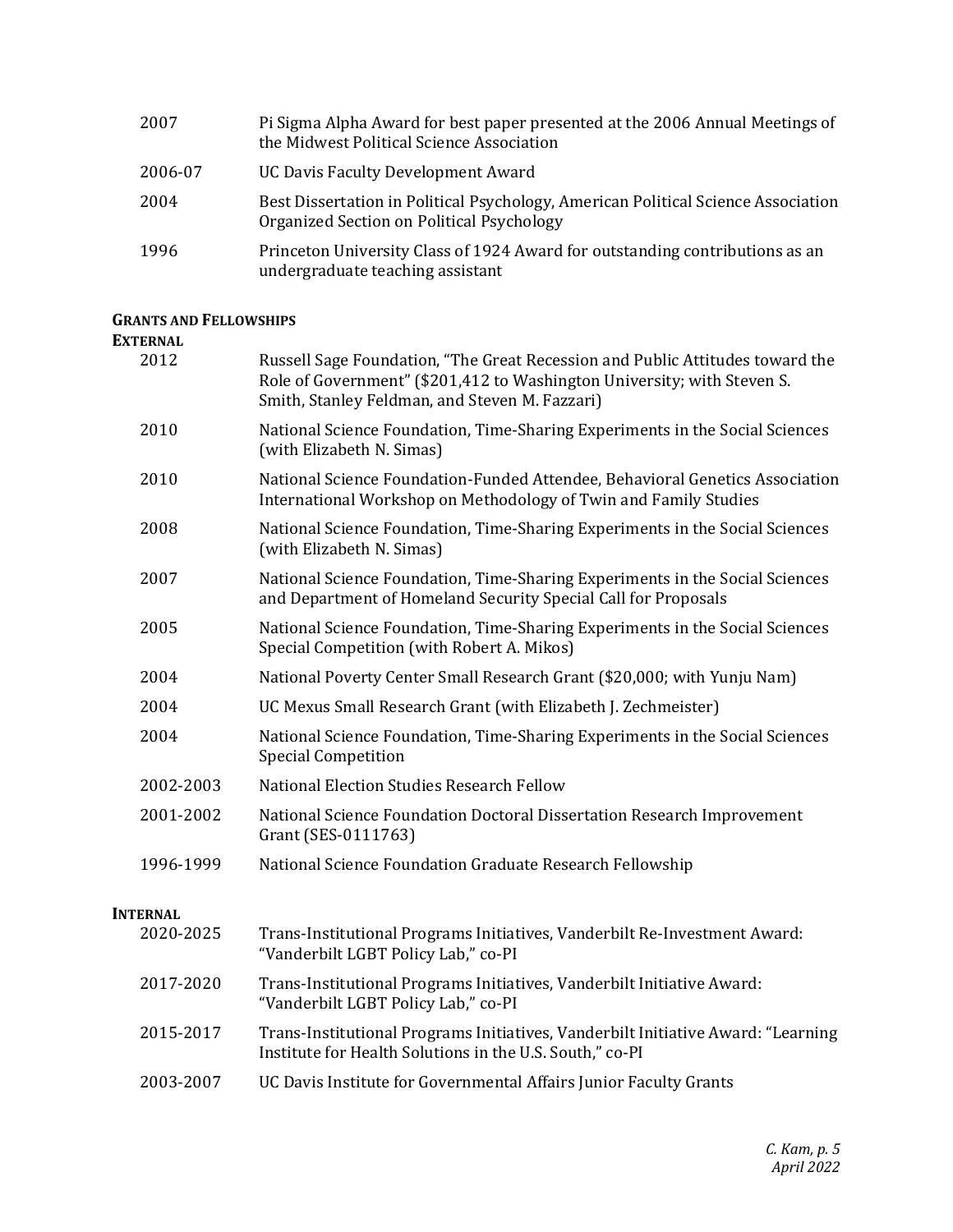| | |
|---|---|
| 2007 | Pi Sigma Alpha Award for best paper presented at the 2006 Annual Meetings of the Midwest Political Science Association |
| 2006-07 | UC Davis Faculty Development Award |
| 2004 | Best Dissertation in Political Psychology, American Political Science Association Organized Section on Political Psychology |
| 1996 | Princeton University Class of 1924 Award for outstanding contributions as an undergraduate teaching assistant |

## GRANTS AND FELLOWSHIPS

### EXTERNAL

| | |
|---|---|
| 2012 | Russell Sage Foundation, "The Great Recession and Public Attitudes toward the Role of Government" ($201,412 to Washington University; with Steven S. Smith, Stanley Feldman, and Steven M. Fazzari) |
| 2010 | National Science Foundation, Time-Sharing Experiments in the Social Sciences (with Elizabeth N. Simas) |
| 2010 | National Science Foundation-Funded Attendee, Behavioral Genetics Association International Workshop on Methodology of Twin and Family Studies |
| 2008 | National Science Foundation, Time-Sharing Experiments in the Social Sciences (with Elizabeth N. Simas) |
| 2007 | National Science Foundation, Time-Sharing Experiments in the Social Sciences and Department of Homeland Security Special Call for Proposals |
| 2005 | National Science Foundation, Time-Sharing Experiments in the Social Sciences Special Competition (with Robert A. Mikos) |
| 2004 | National Poverty Center Small Research Grant ($20,000; with Yunju Nam) |
| 2004 | UC Mexus Small Research Grant (with Elizabeth J. Zechmeister) |
| 2004 | National Science Foundation, Time-Sharing Experiments in the Social Sciences Special Competition |
| 2002-2003 | National Election Studies Research Fellow |
| 2001-2002 | National Science Foundation Doctoral Dissertation Research Improvement Grant (SES-0111763) |
| 1996-1999 | National Science Foundation Graduate Research Fellowship |

### INTERNAL

| | |
|---|---|
| 2020-2025 | Trans-Institutional Programs Initiatives, Vanderbilt Re-Investment Award: "Vanderbilt LGBT Policy Lab," co-PI |
| 2017-2020 | Trans-Institutional Programs Initiatives, Vanderbilt Initiative Award: "Vanderbilt LGBT Policy Lab," co-PI |
| 2015-2017 | Trans-Institutional Programs Initiatives, Vanderbilt Initiative Award: "Learning Institute for Health Solutions in the U.S. South," co-PI |
| 2003-2007 | UC Davis Institute for Governmental Affairs Junior Faculty Grants |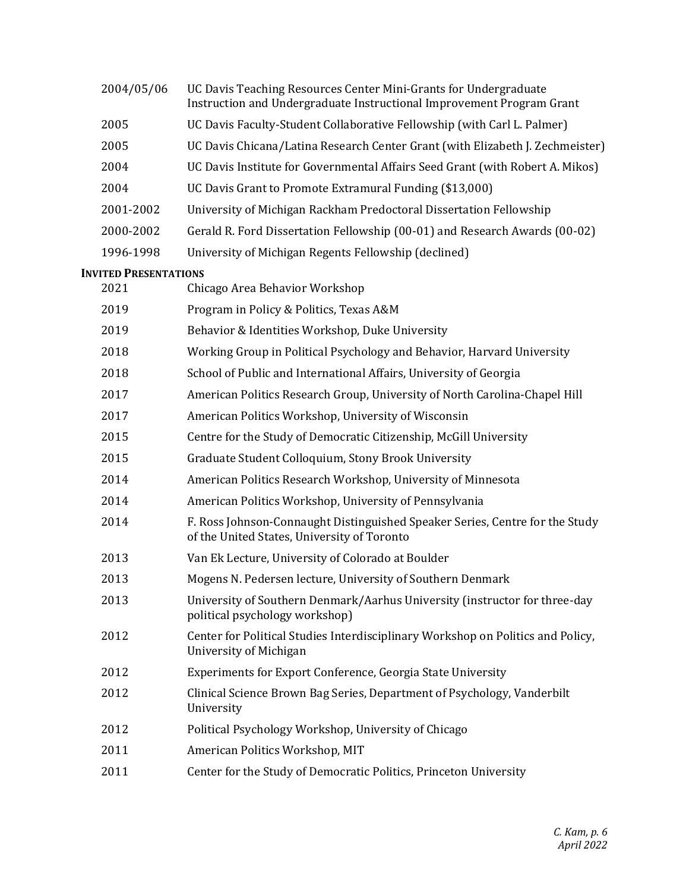| | |
|---|---|
| 2004/05/06 | UC Davis Teaching Resources Center Mini-Grants for Undergraduate Instruction and Undergraduate Instructional Improvement Program Grant |
| 2005 | UC Davis Faculty-Student Collaborative Fellowship (with Carl L. Palmer) |
| 2005 | UC Davis Chicana/Latina Research Center Grant (with Elizabeth J. Zechmeister) |
| 2004 | UC Davis Institute for Governmental Affairs Seed Grant (with Robert A. Mikos) |
| 2004 | UC Davis Grant to Promote Extramural Funding ($13,000) |
| 2001-2002 | University of Michigan Rackham Predoctoral Dissertation Fellowship |
| 2000-2002 | Gerald R. Ford Dissertation Fellowship (00-01) and Research Awards (00-02) |
| 1996-1998 | University of Michigan Regents Fellowship (declined) |

**INVITED PRESENTATIONS**

| | |
|---|---|
| 2021 | Chicago Area Behavior Workshop |
| 2019 | Program in Policy & Politics, Texas A&M |
| 2019 | Behavior & Identities Workshop, Duke University |
| 2018 | Working Group in Political Psychology and Behavior, Harvard University |
| 2018 | School of Public and International Affairs, University of Georgia |
| 2017 | American Politics Research Group, University of North Carolina-Chapel Hill |
| 2017 | American Politics Workshop, University of Wisconsin |
| 2015 | Centre for the Study of Democratic Citizenship, McGill University |
| 2015 | Graduate Student Colloquium, Stony Brook University |
| 2014 | American Politics Research Workshop, University of Minnesota |
| 2014 | American Politics Workshop, University of Pennsylvania |
| 2014 | F. Ross Johnson-Connaught Distinguished Speaker Series, Centre for the Study of the United States, University of Toronto |
| 2013 | Van Ek Lecture, University of Colorado at Boulder |
| 2013 | Mogens N. Pedersen lecture, University of Southern Denmark |
| 2013 | University of Southern Denmark/Aarhus University (instructor for three-day political psychology workshop) |
| 2012 | Center for Political Studies Interdisciplinary Workshop on Politics and Policy, University of Michigan |
| 2012 | Experiments for Export Conference, Georgia State University |
| 2012 | Clinical Science Brown Bag Series, Department of Psychology, Vanderbilt University |
| 2012 | Political Psychology Workshop, University of Chicago |
| 2011 | American Politics Workshop, MIT |
| 2011 | Center for the Study of Democratic Politics, Princeton University |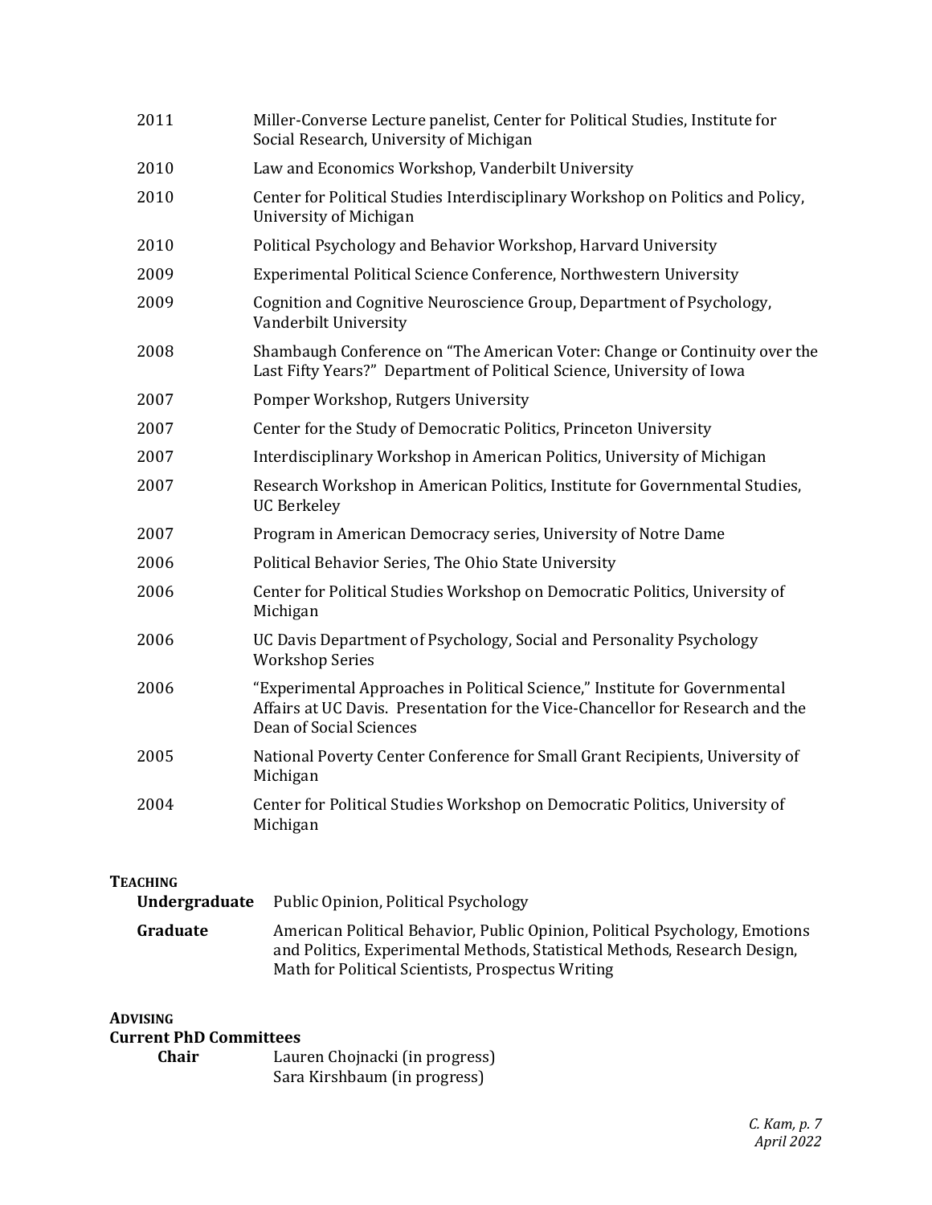| | |
|---|---|
| 2011 | Miller-Converse Lecture panelist, Center for Political Studies, Institute for Social Research, University of Michigan |
| 2010 | Law and Economics Workshop, Vanderbilt University |
| 2010 | Center for Political Studies Interdisciplinary Workshop on Politics and Policy, University of Michigan |
| 2010 | Political Psychology and Behavior Workshop, Harvard University |
| 2009 | Experimental Political Science Conference, Northwestern University |
| 2009 | Cognition and Cognitive Neuroscience Group, Department of Psychology, Vanderbilt University |
| 2008 | Shambaugh Conference on "The American Voter: Change or Continuity over the Last Fifty Years?" Department of Political Science, University of Iowa |
| 2007 | Pomper Workshop, Rutgers University |
| 2007 | Center for the Study of Democratic Politics, Princeton University |
| 2007 | Interdisciplinary Workshop in American Politics, University of Michigan |
| 2007 | Research Workshop in American Politics, Institute for Governmental Studies, UC Berkeley |
| 2007 | Program in American Democracy series, University of Notre Dame |
| 2006 | Political Behavior Series, The Ohio State University |
| 2006 | Center for Political Studies Workshop on Democratic Politics, University of Michigan |
| 2006 | UC Davis Department of Psychology, Social and Personality Psychology Workshop Series |
| 2006 | "Experimental Approaches in Political Science," Institute for Governmental Affairs at UC Davis. Presentation for the Vice-Chancellor for Research and the Dean of Social Sciences |
| 2005 | National Poverty Center Conference for Small Grant Recipients, University of Michigan |
| 2004 | Center for Political Studies Workshop on Democratic Politics, University of Michigan |

## Teaching

**Undergraduate** Public Opinion, Political Psychology

**Graduate** American Political Behavior, Public Opinion, Political Psychology, Emotions and Politics, Experimental Methods, Statistical Methods, Research Design, Math for Political Scientists, Prospectus Writing

## Advising

### Current PhD Committees

**Chair**
- Lauren Chojnacki (in progress)
- Sara Kirshbaum (in progress)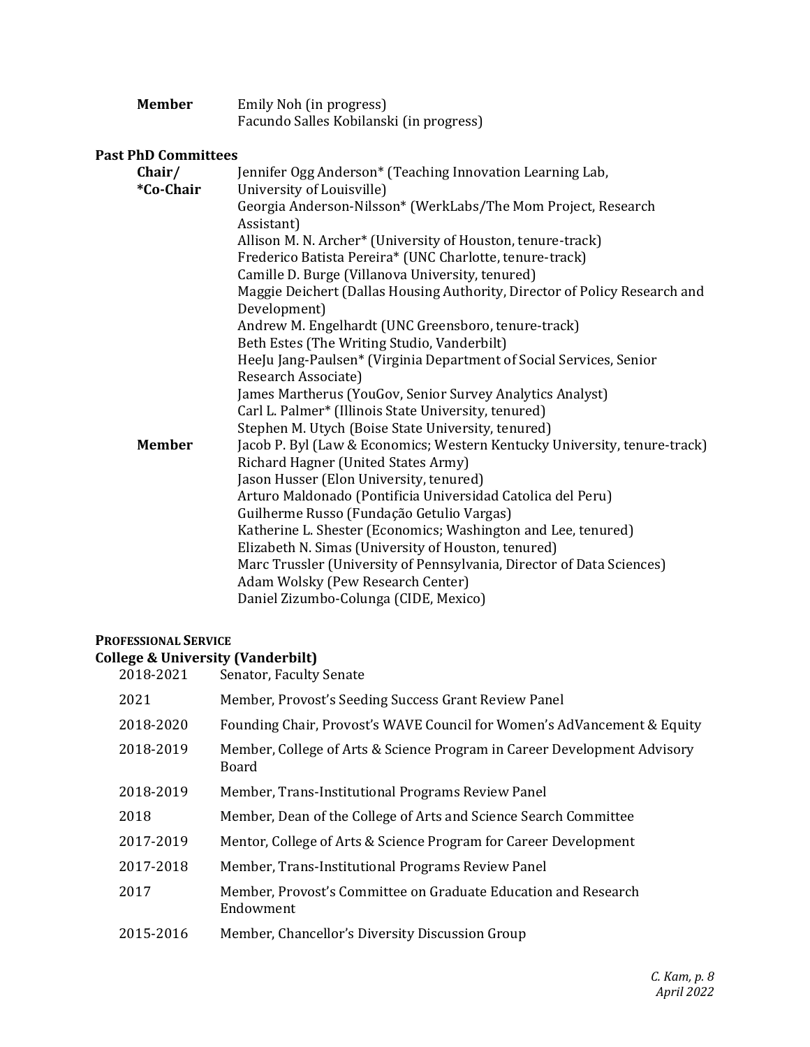**Member** Emily Noh (in progress)
Facundo Salles Kobilanski (in progress)

**Past PhD Committees**

**Chair/ *Co-Chair**
- Jennifer Ogg Anderson* (Teaching Innovation Learning Lab, University of Louisville)
- Georgia Anderson-Nilsson* (WerkLabs/The Mom Project, Research Assistant)
- Allison M. N. Archer* (University of Houston, tenure-track)
- Frederico Batista Pereira* (UNC Charlotte, tenure-track)
- Camille D. Burge (Villanova University, tenured)
- Maggie Deichert (Dallas Housing Authority, Director of Policy Research and Development)
- Andrew M. Engelhardt (UNC Greensboro, tenure-track)
- Beth Estes (The Writing Studio, Vanderbilt)
- HeeJu Jang-Paulsen* (Virginia Department of Social Services, Senior Research Associate)
- James Martherus (YouGov, Senior Survey Analytics Analyst)
- Carl L. Palmer* (Illinois State University, tenured)
- Stephen M. Utych (Boise State University, tenured)

**Member**
- Jacob P. Byl (Law & Economics; Western Kentucky University, tenure-track)
- Richard Hagner (United States Army)
- Jason Husser (Elon University, tenured)
- Arturo Maldonado (Pontificia Universidad Catolica del Peru)
- Guilherme Russo (Fundação Getulio Vargas)
- Katherine L. Shester (Economics; Washington and Lee, tenured)
- Elizabeth N. Simas (University of Houston, tenured)
- Marc Trussler (University of Pennsylvania, Director of Data Sciences)
- Adam Wolsky (Pew Research Center)
- Daniel Zizumbo-Colunga (CIDE, Mexico)

## PROFESSIONAL SERVICE

**College & University (Vanderbilt)**

| | |
|---|---|
| 2018-2021 | Senator, Faculty Senate |
| 2021 | Member, Provost's Seeding Success Grant Review Panel |
| 2018-2020 | Founding Chair, Provost's WAVE Council for Women's AdVancement & Equity |
| 2018-2019 | Member, College of Arts & Science Program in Career Development Advisory Board |
| 2018-2019 | Member, Trans-Institutional Programs Review Panel |
| 2018 | Member, Dean of the College of Arts and Science Search Committee |
| 2017-2019 | Mentor, College of Arts & Science Program for Career Development |
| 2017-2018 | Member, Trans-Institutional Programs Review Panel |
| 2017 | Member, Provost's Committee on Graduate Education and Research Endowment |
| 2015-2016 | Member, Chancellor's Diversity Discussion Group |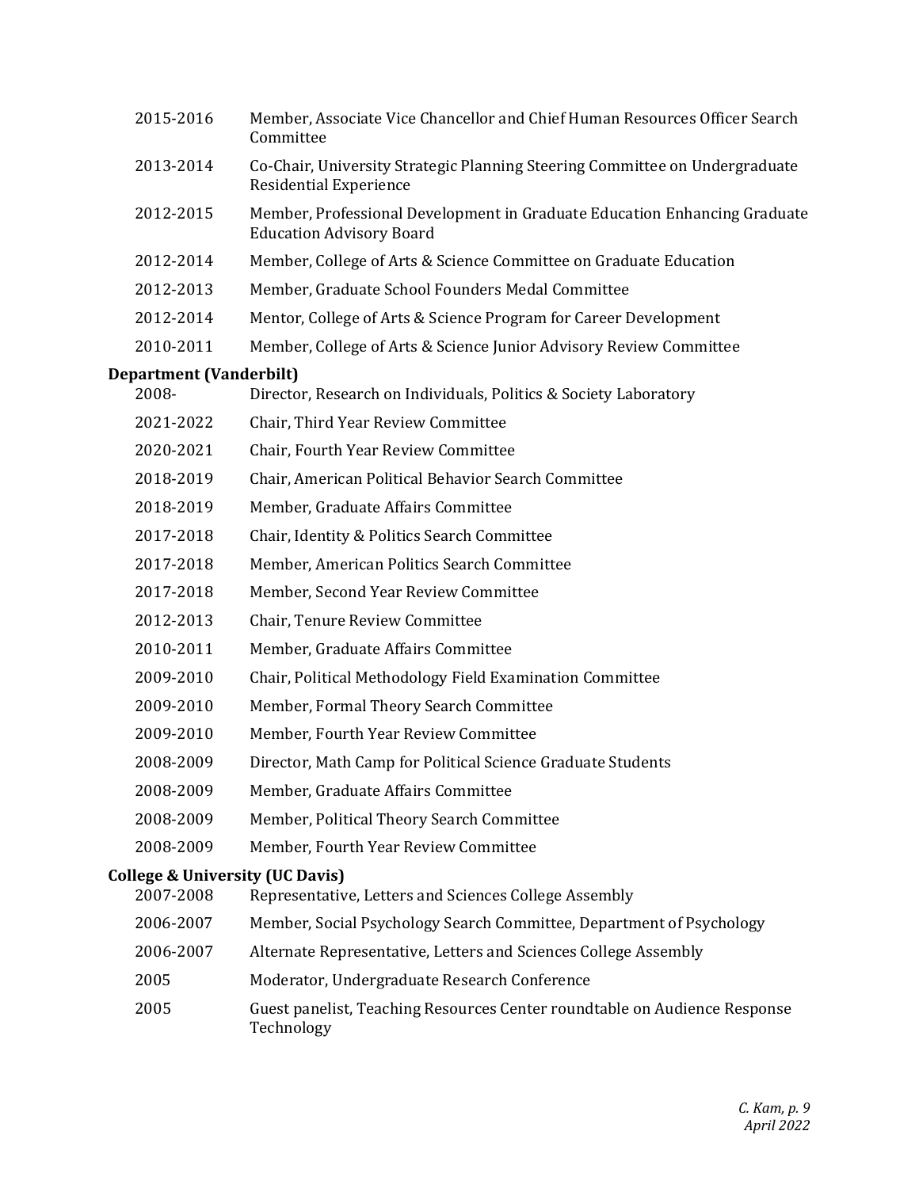2015-2016 Member, Associate Vice Chancellor and Chief Human Resources Officer Search Committee

2013-2014 Co-Chair, University Strategic Planning Steering Committee on Undergraduate Residential Experience

2012-2015 Member, Professional Development in Graduate Education Enhancing Graduate Education Advisory Board

2012-2014 Member, College of Arts & Science Committee on Graduate Education

2012-2013 Member, Graduate School Founders Medal Committee

2012-2014 Mentor, College of Arts & Science Program for Career Development

2010-2011 Member, College of Arts & Science Junior Advisory Review Committee

**Department (Vanderbilt)**

2008- Director, Research on Individuals, Politics & Society Laboratory

2021-2022 Chair, Third Year Review Committee

2020-2021 Chair, Fourth Year Review Committee

2018-2019 Chair, American Political Behavior Search Committee

2018-2019 Member, Graduate Affairs Committee

2017-2018 Chair, Identity & Politics Search Committee

2017-2018 Member, American Politics Search Committee

2017-2018 Member, Second Year Review Committee

2012-2013 Chair, Tenure Review Committee

2010-2011 Member, Graduate Affairs Committee

2009-2010 Chair, Political Methodology Field Examination Committee

2009-2010 Member, Formal Theory Search Committee

2009-2010 Member, Fourth Year Review Committee

2008-2009 Director, Math Camp for Political Science Graduate Students

2008-2009 Member, Graduate Affairs Committee

2008-2009 Member, Political Theory Search Committee

2008-2009 Member, Fourth Year Review Committee

**College & University (UC Davis)**

2007-2008 Representative, Letters and Sciences College Assembly

2006-2007 Member, Social Psychology Search Committee, Department of Psychology

2006-2007 Alternate Representative, Letters and Sciences College Assembly

2005 Moderator, Undergraduate Research Conference

2005 Guest panelist, Teaching Resources Center roundtable on Audience Response Technology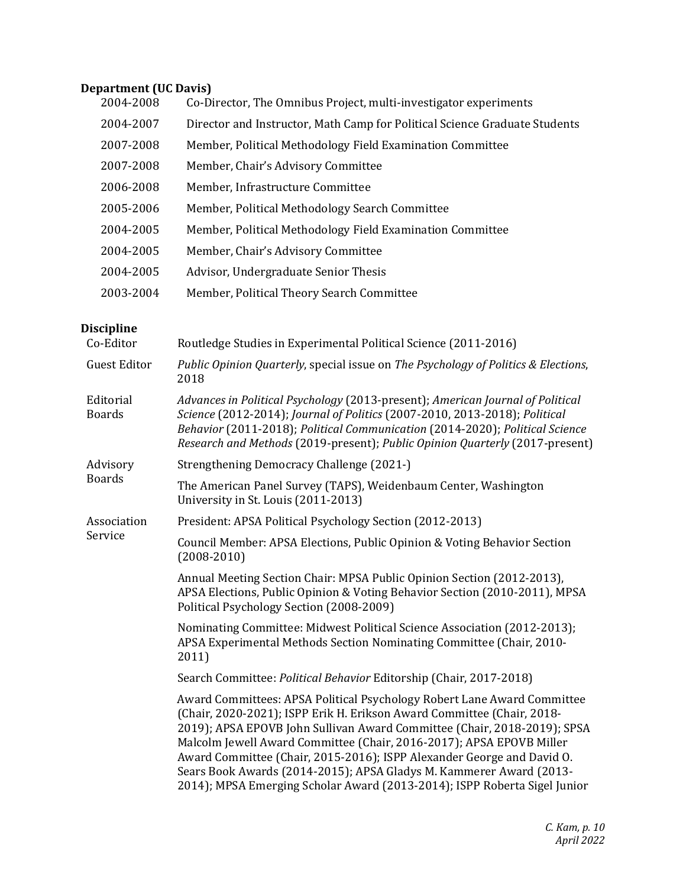**Department (UC Davis)**

| | |
|---|---|
| 2004-2008 | Co-Director, The Omnibus Project, multi-investigator experiments |
| 2004-2007 | Director and Instructor, Math Camp for Political Science Graduate Students |
| 2007-2008 | Member, Political Methodology Field Examination Committee |
| 2007-2008 | Member, Chair's Advisory Committee |
| 2006-2008 | Member, Infrastructure Committee |
| 2005-2006 | Member, Political Methodology Search Committee |
| 2004-2005 | Member, Political Methodology Field Examination Committee |
| 2004-2005 | Member, Chair's Advisory Committee |
| 2004-2005 | Advisor, Undergraduate Senior Thesis |
| 2003-2004 | Member, Political Theory Search Committee |

**Discipline**

| | |
|---|---|
| Co-Editor | Routledge Studies in Experimental Political Science (2011-2016) |
| Guest Editor | *Public Opinion Quarterly*, special issue on *The Psychology of Politics & Elections*, 2018 |
| Editorial Boards | *Advances in Political Psychology* (2013-present); *American Journal of Political Science* (2012-2014); *Journal of Politics* (2007-2010, 2013-2018); *Political Behavior* (2011-2018); *Political Communication* (2014-2020); *Political Science Research and Methods* (2019-present); *Public Opinion Quarterly* (2017-present) |
| Advisory Boards | Strengthening Democracy Challenge (2021-) |
| | The American Panel Survey (TAPS), Weidenbaum Center, Washington University in St. Louis (2011-2013) |
| Association Service | President: APSA Political Psychology Section (2012-2013) |
| | Council Member: APSA Elections, Public Opinion & Voting Behavior Section (2008-2010) |
| | Annual Meeting Section Chair: MPSA Public Opinion Section (2012-2013), APSA Elections, Public Opinion & Voting Behavior Section (2010-2011), MPSA Political Psychology Section (2008-2009) |
| | Nominating Committee: Midwest Political Science Association (2012-2013); APSA Experimental Methods Section Nominating Committee (Chair, 2010-2011) |
| | Search Committee: *Political Behavior* Editorship (Chair, 2017-2018) |
| | Award Committees: APSA Political Psychology Robert Lane Award Committee (Chair, 2020-2021); ISPP Erik H. Erikson Award Committee (Chair, 2018-2019); APSA EPOVB John Sullivan Award Committee (Chair, 2018-2019); SPSA Malcolm Jewell Award Committee (Chair, 2016-2017); APSA EPOVB Miller Award Committee (Chair, 2015-2016); ISPP Alexander George and David O. Sears Book Awards (2014-2015); APSA Gladys M. Kammerer Award (2013-2014); MPSA Emerging Scholar Award (2013-2014); ISPP Roberta Sigel Junior |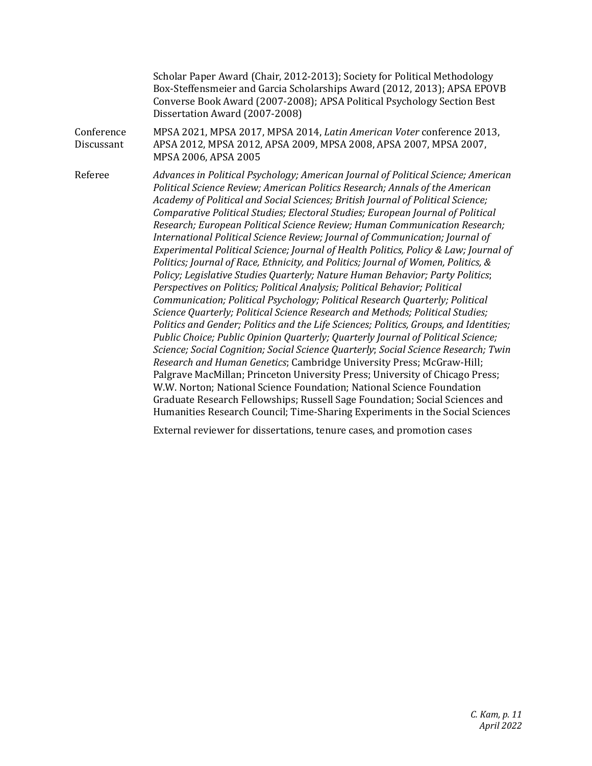Scholar Paper Award (Chair, 2012-2013); Society for Political Methodology Box-Steffensmeier and Garcia Scholarships Award (2012, 2013); APSA EPOVB Converse Book Award (2007-2008); APSA Political Psychology Section Best Dissertation Award (2007-2008)

| | |
|---|---|
| Conference Discussant | MPSA 2021, MPSA 2017, MPSA 2014, *Latin American Voter* conference 2013, APSA 2012, MPSA 2012, APSA 2009, MPSA 2008, APSA 2007, MPSA 2007, MPSA 2006, APSA 2005 |
| Referee | *Advances in Political Psychology; American Journal of Political Science; American Political Science Review; American Politics Research; Annals of the American Academy of Political and Social Sciences; British Journal of Political Science; Comparative Political Studies; Electoral Studies; European Journal of Political Research; European Political Science Review; Human Communication Research; International Political Science Review; Journal of Communication; Journal of Experimental Political Science; Journal of Health Politics, Policy & Law; Journal of Politics; Journal of Race, Ethnicity, and Politics; Journal of Women, Politics, & Policy; Legislative Studies Quarterly; Nature Human Behavior; Party Politics*; *Perspectives on Politics; Political Analysis; Political Behavior; Political Communication; Political Psychology; Political Research Quarterly; Political Science Quarterly; Political Science Research and Methods; Political Studies; Politics and Gender; Politics and the Life Sciences; Politics, Groups, and Identities; Public Choice; Public Opinion Quarterly; Quarterly Journal of Political Science; Science; Social Cognition; Social Science Quarterly*; *Social Science Research; Twin Research and Human Genetics*; Cambridge University Press; McGraw-Hill; Palgrave MacMillan; Princeton University Press; University of Chicago Press; W.W. Norton; National Science Foundation; National Science Foundation Graduate Research Fellowships; Russell Sage Foundation; Social Sciences and Humanities Research Council; Time-Sharing Experiments in the Social Sciences |
| | External reviewer for dissertations, tenure cases, and promotion cases |